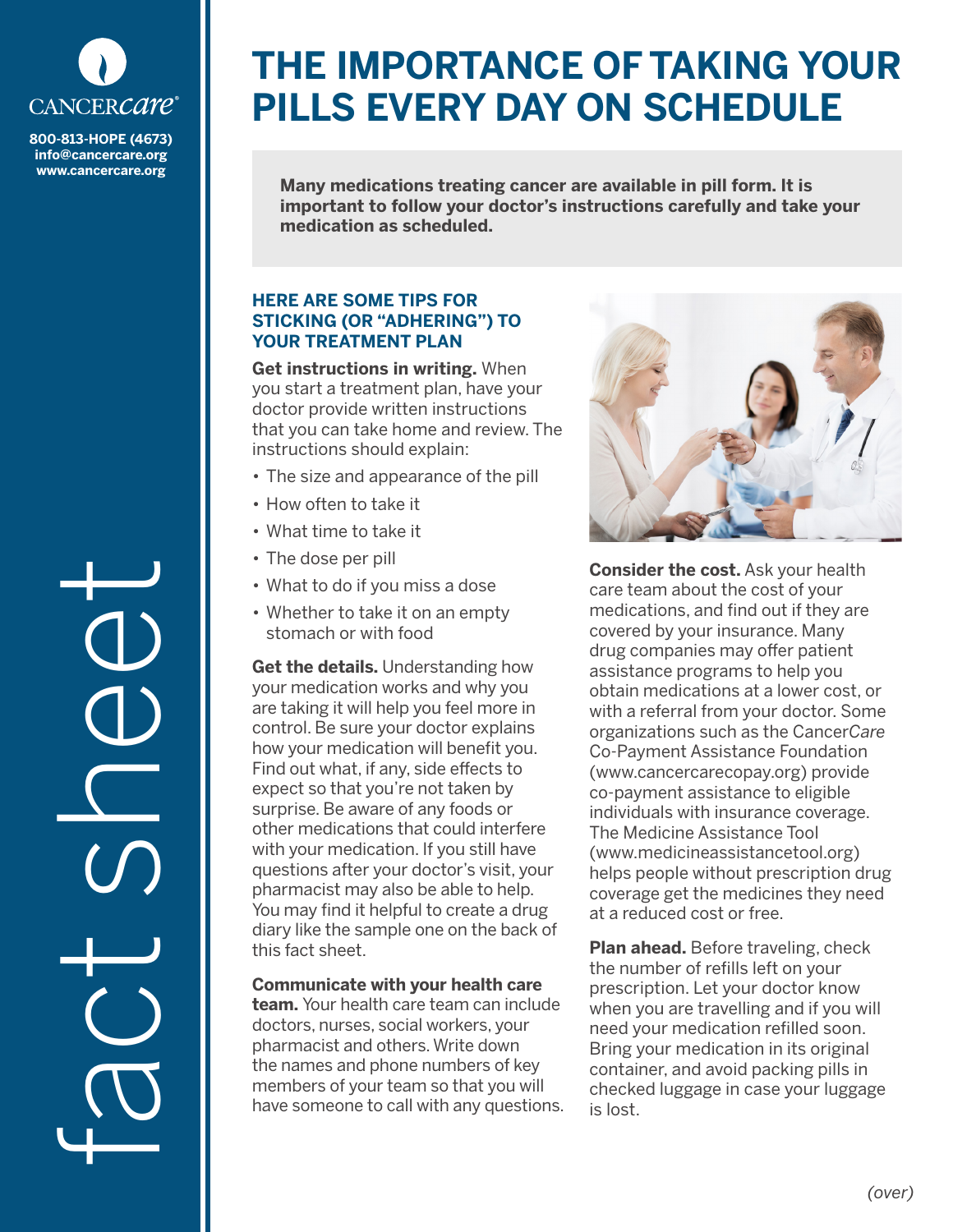CANCERcare®

800-813-HOPE (4673)
info@cancercare.org
www.cancercare.org

fact sheet

# THE IMPORTANCE OF TAKING YOUR PILLS EVERY DAY ON SCHEDULE

**Many medications treating cancer are available in pill form. It is important to follow your doctor's instructions carefully and take your medication as scheduled.**

### HERE ARE SOME TIPS FOR STICKING (OR "ADHERING") TO YOUR TREATMENT PLAN

**Get instructions in writing.** When you start a treatment plan, have your doctor provide written instructions that you can take home and review. The instructions should explain:

- The size and appearance of the pill
- How often to take it
- What time to take it
- The dose per pill
- What to do if you miss a dose
- Whether to take it on an empty stomach or with food

**Get the details.** Understanding how your medication works and why you are taking it will help you feel more in control. Be sure your doctor explains how your medication will benefit you. Find out what, if any, side effects to expect so that you're not taken by surprise. Be aware of any foods or other medications that could interfere with your medication. If you still have questions after your doctor's visit, your pharmacist may also be able to help. You may find it helpful to create a drug diary like the sample one on the back of this fact sheet.

**Communicate with your health care team.** Your health care team can include doctors, nurses, social workers, your pharmacist and others. Write down the names and phone numbers of key members of your team so that you will have someone to call with any questions.

**Consider the cost.** Ask your health care team about the cost of your medications, and find out if they are covered by your insurance. Many drug companies may offer patient assistance programs to help you obtain medications at a lower cost, or with a referral from your doctor. Some organizations such as the Cancer*Care* Co-Payment Assistance Foundation (www.cancercarecopay.org) provide co-payment assistance to eligible individuals with insurance coverage. The Medicine Assistance Tool (www.medicineassistancetool.org) helps people without prescription drug coverage get the medicines they need at a reduced cost or free.

**Plan ahead.** Before traveling, check the number of refills left on your prescription. Let your doctor know when you are travelling and if you will need your medication refilled soon. Bring your medication in its original container, and avoid packing pills in checked luggage in case your luggage is lost.

*(over)*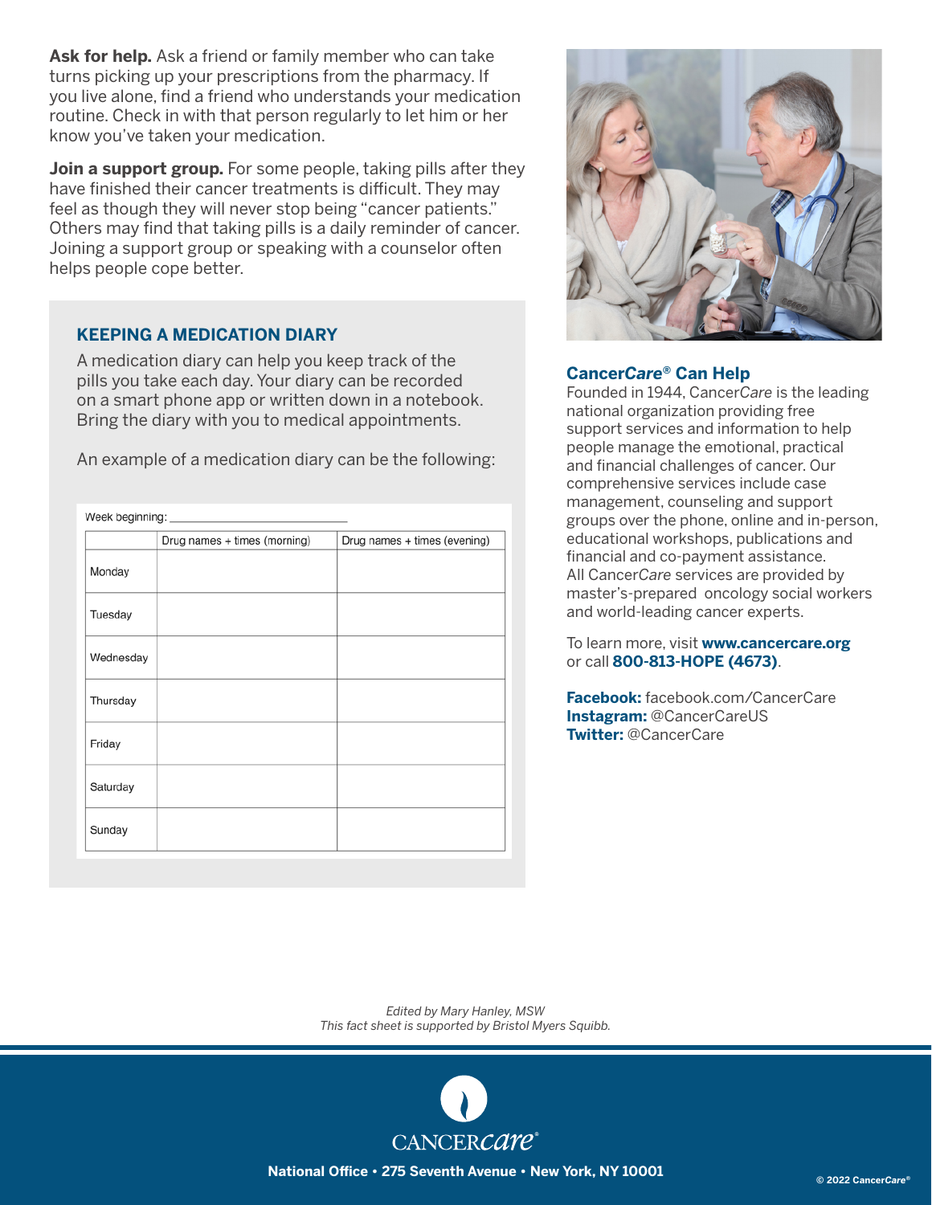**Ask for help.** Ask a friend or family member who can take turns picking up your prescriptions from the pharmacy. If you live alone, find a friend who understands your medication routine. Check in with that person regularly to let him or her know you've taken your medication.

**Join a support group.** For some people, taking pills after they have finished their cancer treatments is difficult. They may feel as though they will never stop being "cancer patients." Others may find that taking pills is a daily reminder of cancer. Joining a support group or speaking with a counselor often helps people cope better.

### KEEPING A MEDICATION DIARY

A medication diary can help you keep track of the pills you take each day. Your diary can be recorded on a smart phone app or written down in a notebook. Bring the diary with you to medical appointments.

An example of a medication diary can be the following:

Week beginning: ______________________

| | Drug names + times (morning) | Drug names + times (evening) |
|---|---|---|
| Monday | | |
| Tuesday | | |
| Wednesday | | |
| Thursday | | |
| Friday | | |
| Saturday | | |
| Sunday | | |

### Cancer*Care*® Can Help

Founded in 1944, Cancer*Care* is the leading national organization providing free support services and information to help people manage the emotional, practical and financial challenges of cancer. Our comprehensive services include case management, counseling and support groups over the phone, online and in-person, educational workshops, publications and financial and co-payment assistance. All Cancer*Care* services are provided by master's-prepared oncology social workers and world-leading cancer experts.

To learn more, visit **www.cancercare.org** or call **800-813-HOPE (4673)**.

**Facebook:** facebook.com/CancerCare
**Instagram:** @CancerCareUS
**Twitter:** @CancerCare

*Edited by Mary Hanley, MSW*
*This fact sheet is supported by Bristol Myers Squibb.*

CANCER*care*®

**National Office • 275 Seventh Avenue • New York, NY 10001**

© 2022 CancerCare®